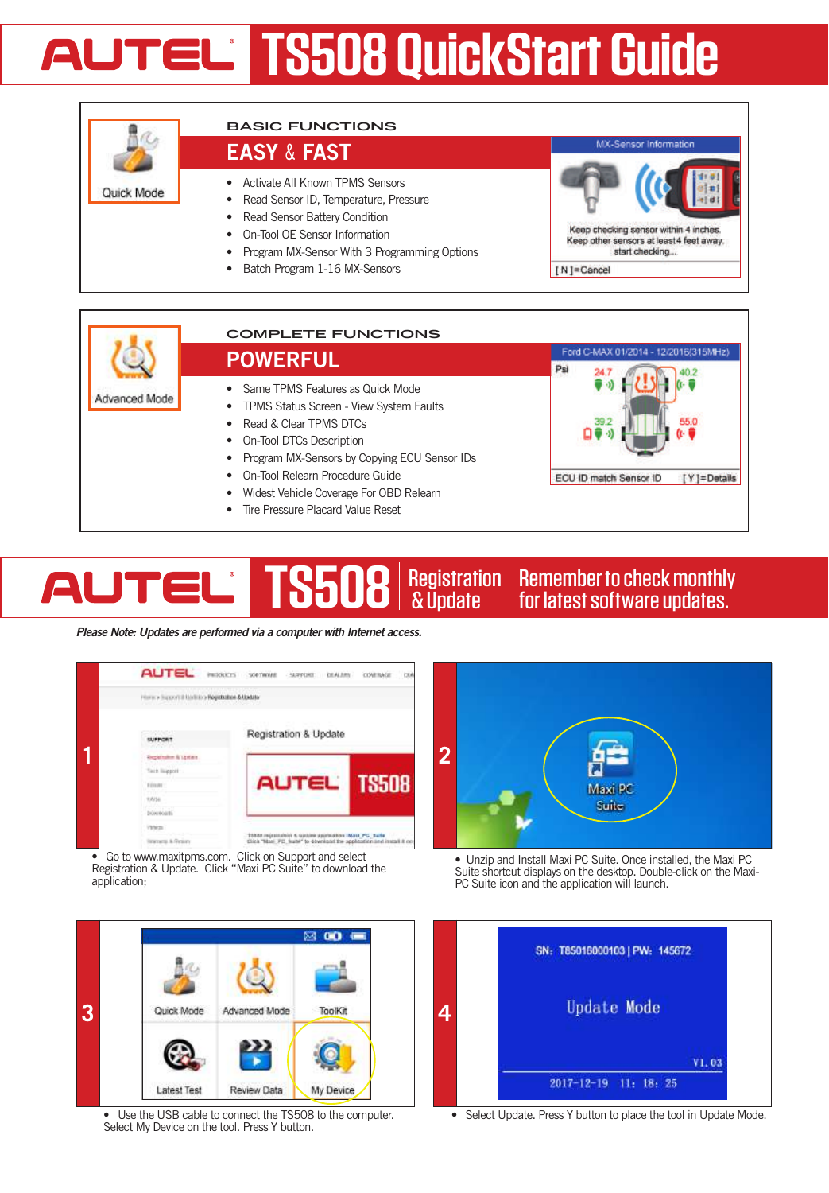# AUTEL TS508 QuickStart Guide

Quick Mode

## BASIC FUNCTIONS

### EASY & FAST

- Activate All Known TPMS Sensors
- Read Sensor ID, Temperature, Pressure
- Read Sensor Battery Condition
- On-Tool OE Sensor Information
- Program MX-Sensor With 3 Programming Options
- Batch Program 1-16 MX-Sensors

MX-Sensor Information

Keep checking sensor within 4 inches. Keep other sensors at least4 feet away. start checking...

[ N ]=Cancel

Advanced Mode

## COMPLETE FUNCTIONS

### POWERFUL

- Same TPMS Features as Quick Mode
- TPMS Status Screen - View System Faults
- Read & Clear TPMS DTCs
- On-Tool DTCs Description
- Program MX-Sensors by Copying ECU Sensor IDs
- On-Tool Relearn Procedure Guide
- Widest Vehicle Coverage For OBD Relearn
- Tire Pressure Placard Value Reset

Ford C-MAX 01/2014 - 12/2016(315MHz)

Psi 24.7 40.2 39.2 55.0

ECU ID match Sensor ID [ Y ]=Details

# AUTEL TS508 Registration & Update

Remember to check monthly for latest software updates.

*Please Note: Updates are performed via a computer with Internet access.*

**1**

- Go to www.maxitpms.com. Click on Support and select Registration & Update. Click "Maxi PC Suite" to download the application;

**2**

Maxi PC Suite

- Unzip and Install Maxi PC Suite. Once installed, the Maxi PC Suite shortcut displays on the desktop. Double-click on the Maxi-PC Suite icon and the application will launch.

**3**

Quick Mode | Advanced Mode | ToolKit | Latest Test | Review Data | My Device

- Use the USB cable to connect the TS508 to the computer. Select My Device on the tool. Press Y button.

**4**

SN: T85016000103 | PW: 145672

Update Mode

V1.03

2017-12-19 11: 18: 25

- Select Update. Press Y button to place the tool in Update Mode.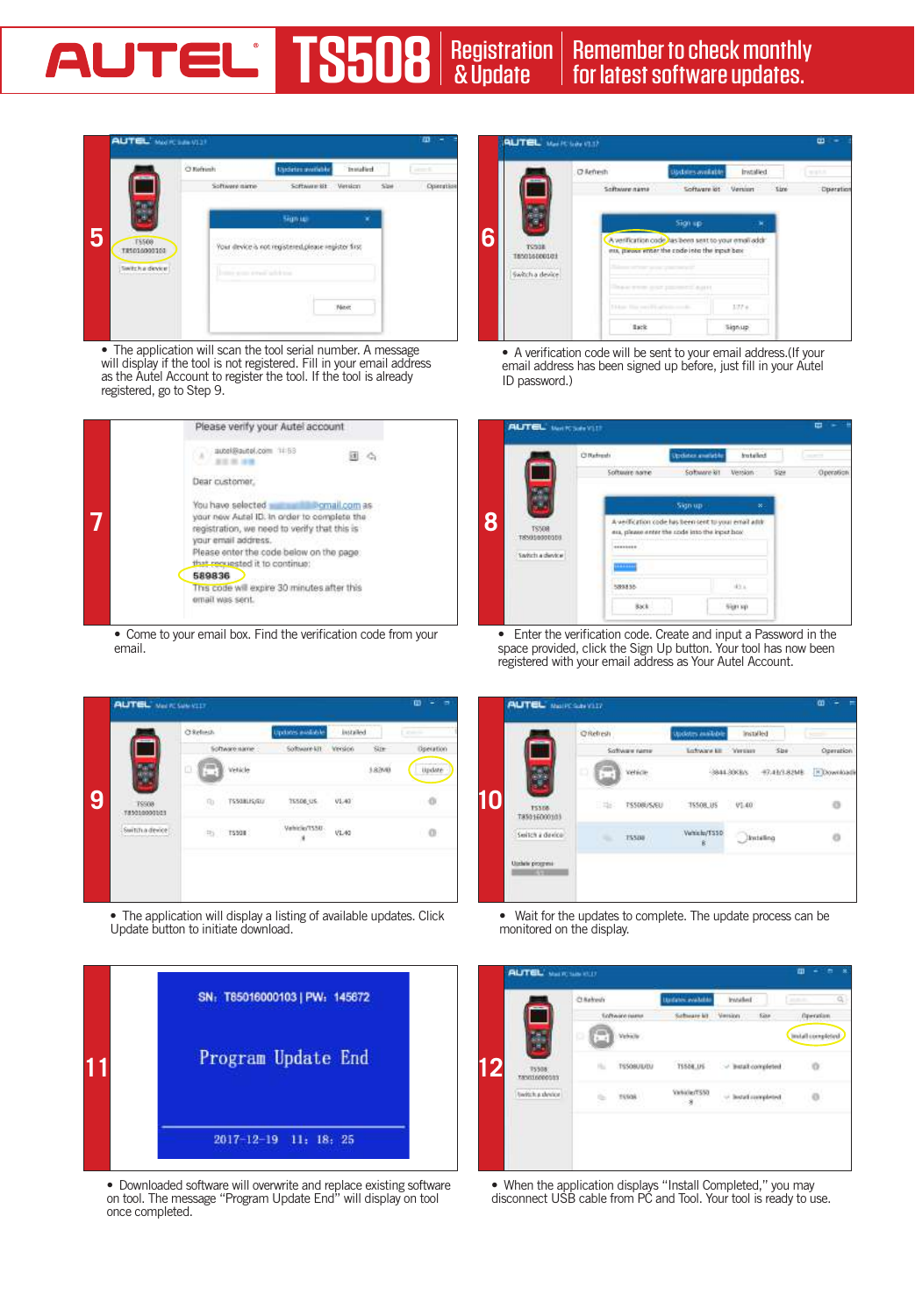# AUTEL TS508 Registration & Update

Remember to check monthly for latest software updates.

**5**

- The application will scan the tool serial number. A message will display if the tool is not registered. Fill in your email address as the Autel Account to register the tool. If the tool is already registered, go to Step 9.

**6**

- A verification code will be sent to your email address.(If your email address has been signed up before, just fill in your Autel ID password.)

**7**

- Come to your email box. Find the verification code from your email.

**8**

- Enter the verification code. Create and input a Password in the space provided, click the Sign Up button. Your tool has now been registered with your email address as Your Autel Account.

**9**

- The application will display a listing of available updates. Click Update button to initiate download.

**10**

- Wait for the updates to complete. The update process can be monitored on the display.

**11**

- Downloaded software will overwrite and replace existing software on tool. The message “Program Update End” will display on tool once completed.

**12**

- When the application displays “Install Completed,” you may disconnect USB cable from PC and Tool. Your tool is ready to use.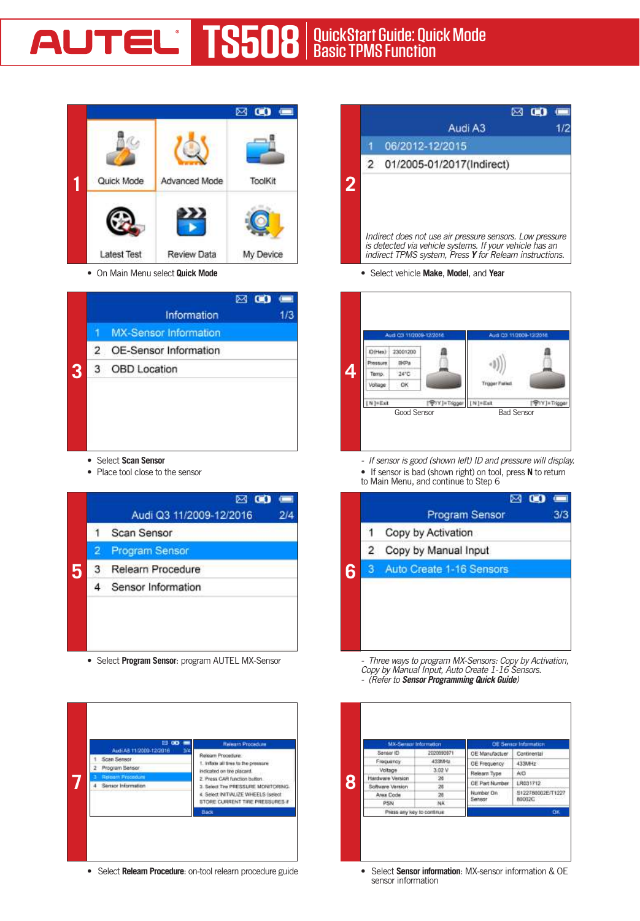# AUTEL TS508 QuickStart Guide: Quick Mode Basic TPMS Function

**1**

Quick Mode | Advanced Mode | ToolKit

Latest Test | Review Data | My Device

- On Main Menu select **Quick Mode**

**2**

Audi A3 1/2

1 06/2012-12/2015

2 01/2005-01/2017(Indirect)

*Indirect does not use air pressure sensors. Low pressure is detected via vehicle systems. If your vehicle has an indirect TPMS system, Press **Y** for Relearn instructions.*

- Select vehicle **Make**, **Model**, and **Year**

**3**

Information 1/3

1 MX-Sensor Information

2 OE-Sensor Information

3 OBD Location

- Select **Scan Sensor**
- Place tool close to the sensor

**4**

Audi Q3 11/2009-12/2016

| | |
|---|---|
| ID(Hex) | 23001200 |
| Pressure | 0KPa |
| Temp. | 24°C |
| Voltage | OK |

[ N ]=Exit [ Y ]=Trigger

Good Sensor

Audi Q3 11/2009-12/2016

Trigger Failed

[ N ]=Exit [ Y ]=Trigger

Bad Sensor

- *If sensor is good (shown left) ID and pressure will display.*
- If sensor is bad (shown right) on tool, press **N** to return to Main Menu, and continue to Step 6

**5**

Audi Q3 11/2009-12/2016 2/4

1 Scan Sensor

2 Program Sensor

3 Relearn Procedure

4 Sensor Information

- Select **Program Sensor**: program AUTEL MX-Sensor

**6**

Program Sensor 3/3

1 Copy by Activation

2 Copy by Manual Input

3 Auto Create 1-16 Sensors

- *Three ways to program MX-Sensors: Copy by Activation, Copy by Manual Input, Auto Create 1-16 Sensors.*
- *(Refer to **Sensor Programming Quick Guide**)*

**7**

Audi A6 11/2009-12/2016 3/4

1 Scan Sensor

2 Program Sensor

3 Relearn Procedure

4 Sensor Information

Relearn Procedure

Relearn Procedure:

1. Inflate all tires to the pressure indicated on tire placard.
2. Press CAR function button.
3. Select Tire PRESSURE MONITORING.
4. Select INITIALIZE WHEELS (select STORE CURRENT TIRE PRESSURES if

Back

- Select **Relearn Procedure**: on-tool relearn procedure guide

**8**

MX-Sensor Information

| | |
|---|---|
| Sensor ID | 2020690971 |
| Frequency | 433MHz |
| Voltage | 3.02 V |
| Hardware Version | 26 |
| Software Version | 26 |
| Area Code | 26 |
| PSN | NA |

Press any key to continue

OE Sensor Information

| | |
|---|---|
| OE Manufacturer | Continental |
| OE Frequency | 433MHz |
| Relearn Type | A/O |
| OE Part Number | LR031712 |
| Number On Sensor | S122780002E/T1227 80002C |

OK

- Select **Sensor information**: MX-sensor information & OE sensor information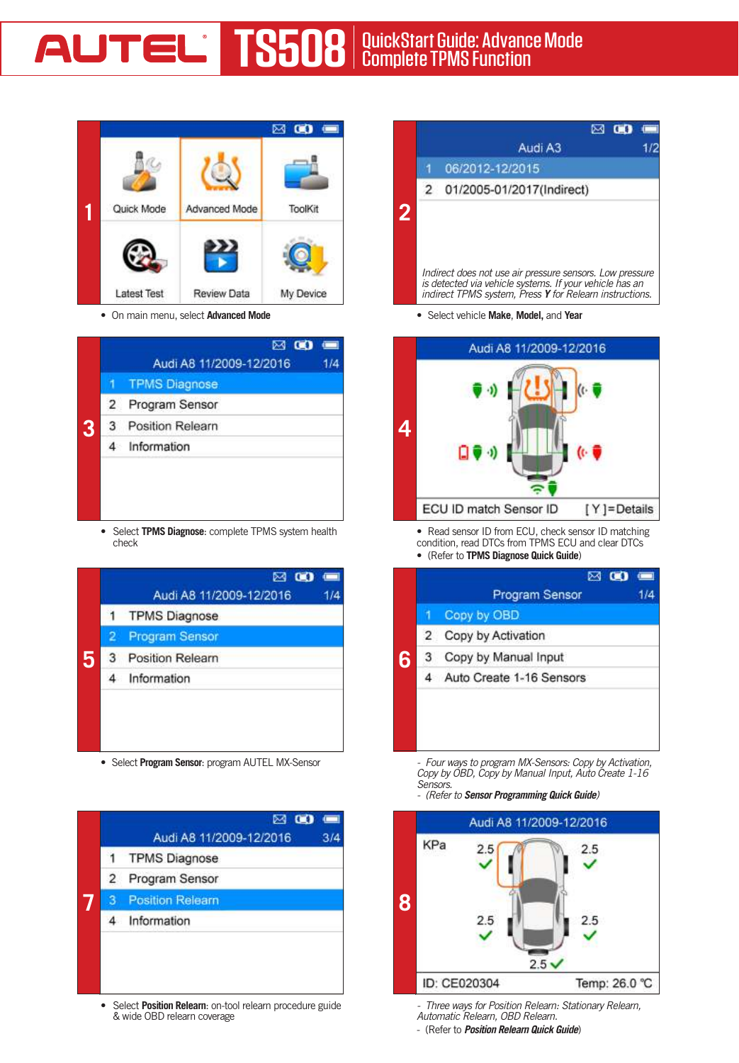# AUTEL TS508 QuickStart Guide: Advance Mode Complete TPMS Function

**1**

Quick Mode | Advanced Mode | ToolKit
Latest Test | Review Data | My Device

- On main menu, select **Advanced Mode**

**2**

Audi A3 1/2

1 06/2012-12/2015
2 01/2005-01/2017(Indirect)

*Indirect does not use air pressure sensors. Low pressure is detected via vehicle systems. If your vehicle has an indirect TPMS system, Press **Y** for Relearn instructions.*

- Select vehicle **Make**, **Model**, and **Year**

**3**

Audi A8 11/2009-12/2016 1/4

1 TPMS Diagnose
2 Program Sensor
3 Position Relearn
4 Information

- Select **TPMS Diagnose**: complete TPMS system health check

**4**

Audi A8 11/2009-12/2016

ECU ID match Sensor ID [ Y ]=Details

- Read sensor ID from ECU, check sensor ID matching condition, read DTCs from TPMS ECU and clear DTCs
- (Refer to **TPMS Diagnose Quick Guide**)

**5**

Audi A8 11/2009-12/2016 1/4

1 TPMS Diagnose
2 Program Sensor
3 Position Relearn
4 Information

- Select **Program Sensor**: program AUTEL MX-Sensor

**6**

Program Sensor 1/4

1 Copy by OBD
2 Copy by Activation
3 Copy by Manual Input
4 Auto Create 1-16 Sensors

- *Four ways to program MX-Sensors: Copy by Activation, Copy by OBD, Copy by Manual Input, Auto Create 1-16 Sensors.*
- *(Refer to **Sensor Programming Quick Guide**)*

**7**

Audi A8 11/2009-12/2016 3/4

1 TPMS Diagnose
2 Program Sensor
3 Position Relearn
4 Information

- Select **Position Relearn**: on-tool relearn procedure guide & wide OBD relearn coverage

**8**

Audi A8 11/2009-12/2016

KPa 2.5 2.5 2.5 2.5 2.5

ID: CE020304 Temp: 26.0 ℃

- *Three ways for Position Relearn: Stationary Relearn, Automatic Relearn, OBD Relearn.*
- (Refer to ***Position Relearn Quick Guide***)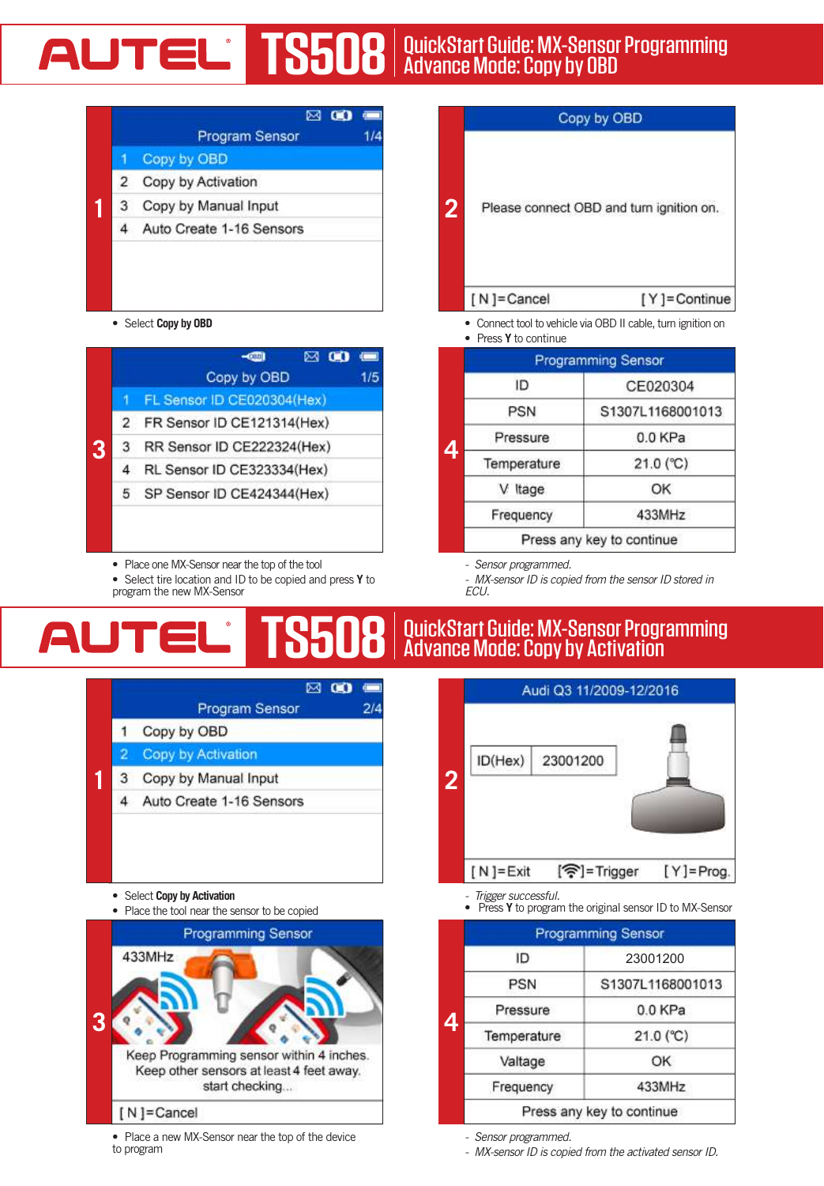# AUTEL TS508 QuickStart Guide: MX-Sensor Programming Advance Mode: Copy by OBD

**1**

Program Sensor 1/4

1. Copy by OBD
2. Copy by Activation
3. Copy by Manual Input
4. Auto Create 1-16 Sensors

- Select **Copy by OBD**

**2**

Copy by OBD

Please connect OBD and turn ignition on.

[ N ]=Cancel [ Y ]=Continue

- Connect tool to vehicle via OBD II cable, turn ignition on
- Press **Y** to continue

**3**

Copy by OBD 1/5

1. FL Sensor ID CE020304(Hex)
2. FR Sensor ID CE121314(Hex)
3. RR Sensor ID CE222324(Hex)
4. RL Sensor ID CE323334(Hex)
5. SP Sensor ID CE424344(Hex)

- Place one MX-Sensor near the top of the tool
- Select tire location and ID to be copied and press **Y** to program the new MX-Sensor

**4**

| Programming Sensor | |
|---|---|
| ID | CE020304 |
| PSN | S1307L1168001013 |
| Pressure | 0.0 KPa |
| Temperature | 21.0 (℃) |
| V ltage | OK |
| Frequency | 433MHz |
| Press any key to continue | |

- *Sensor programmed.*
- *MX-sensor ID is copied from the sensor ID stored in ECU.*

# AUTEL TS508 QuickStart Guide: MX-Sensor Programming Advance Mode: Copy by Activation

**1**

Program Sensor 2/4

1. Copy by OBD
2. Copy by Activation
3. Copy by Manual Input
4. Auto Create 1-16 Sensors

- Select **Copy by Activation**
- Place the tool near the sensor to be copied

**2**

Audi Q3 11/2009-12/2016

| ID(Hex) | 23001200 |
|---|---|

[ N ]=Exit [ ]=Trigger [ Y ]=Prog.

- *Trigger successful.*
- Press **Y** to program the original sensor ID to MX-Sensor

**3**

Programming Sensor

433MHz

Keep Programming sensor within 4 inches.
Keep other sensors at least 4 feet away.
start checking...

[ N ]=Cancel

- Place a new MX-Sensor near the top of the device to program

**4**

| Programming Sensor | |
|---|---|
| ID | 23001200 |
| PSN | S1307L1168001013 |
| Pressure | 0.0 KPa |
| Temperature | 21.0 (℃) |
| Valtage | OK |
| Frequency | 433MHz |
| Press any key to continue | |

- *Sensor programmed.*
- *MX-sensor ID is copied from the activated sensor ID.*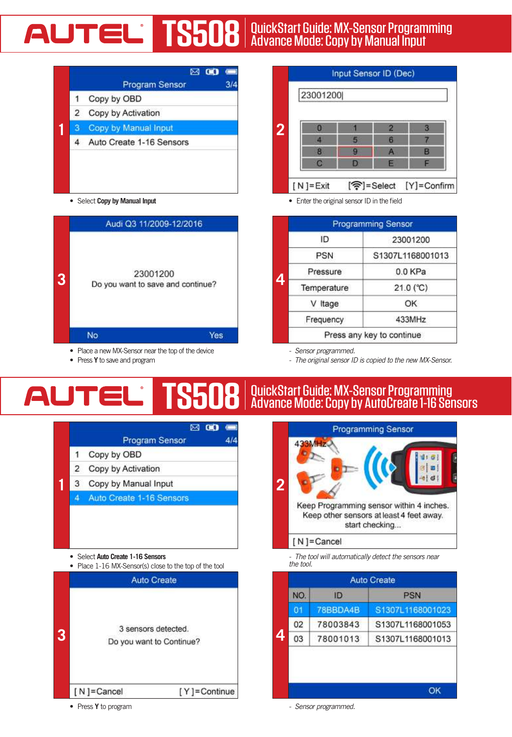# AUTEL TS508 QuickStart Guide: MX-Sensor Programming Advance Mode: Copy by Manual Input

**1**

Program Sensor 3/4

1 Copy by OBD
2 Copy by Activation
3 Copy by Manual Input
4 Auto Create 1-16 Sensors

- Select **Copy by Manual Input**

**2**

Input Sensor ID (Dec)

23001200|

| 0 | 1 | 2 | 3 |
|---|---|---|---|
| 4 | 5 | 6 | 7 |
| 8 | 9 | A | B |
| C | D | E | F |

[ N ]=Exit [ ]=Select [Y]=Confirm

- Enter the original sensor ID in the field

**3**

Audi Q3 11/2009-12/2016

23001200
Do you want to save and continue?

No Yes

- Place a new MX-Sensor near the top of the device
- Press **Y** to save and program

**4**

Programming Sensor

| ID | 23001200 |
|---|---|
| PSN | S1307L1168001013 |
| Pressure | 0.0 KPa |
| Temperature | 21.0 (℃) |
| V ltage | OK |
| Frequency | 433MHz |

Press any key to continue

- *Sensor programmed.*
- *The original sensor ID is copied to the new MX-Sensor.*

# AUTEL TS508 QuickStart Guide: MX-Sensor Programming Advance Mode: Copy by AutoCreate 1-16 Sensors

**1**

Program Sensor 4/4

1 Copy by OBD
2 Copy by Activation
3 Copy by Manual Input
4 Auto Create 1-16 Sensors

- Select **Auto Create 1-16 Sensors**
- Place 1-16 MX-Sensor(s) close to the top of the tool

**2**

Programming Sensor

433MHz

Keep Programming sensor within 4 inches.
Keep other sensors at least 4 feet away.
start checking...

[ N ]=Cancel

- *The tool will automatically detect the sensors near the tool.*

**3**

Auto Create

3 sensors detected.
Do you want to Continue?

[ N ]=Cancel [ Y ]=Continue

- Press **Y** to program

**4**

Auto Create

| NO. | ID | PSN |
|---|---|---|
| 01 | 78BBDA4B | S1307L1168001023 |
| 02 | 78003843 | S1307L1168001053 |
| 03 | 78001013 | S1307L1168001013 |

OK

- *Sensor programmed.*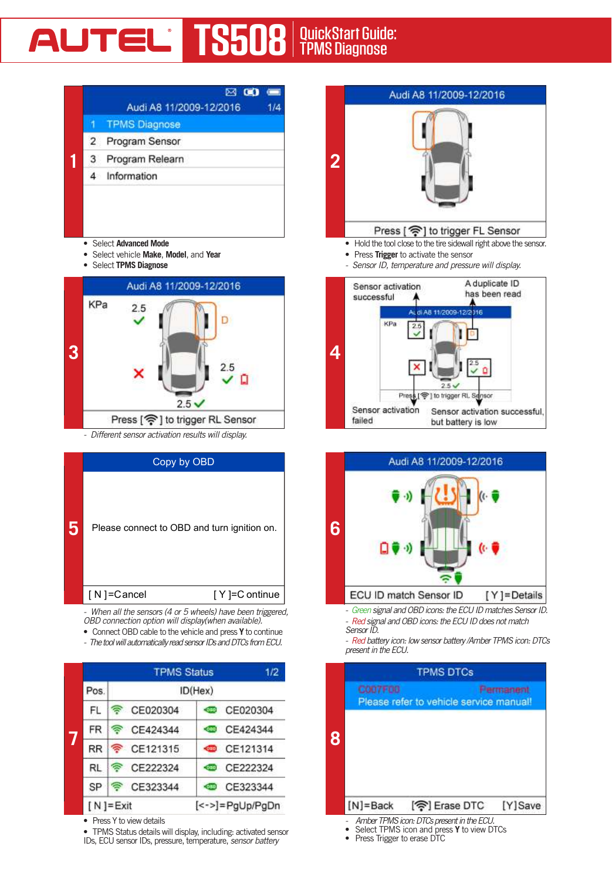# AUTEL TS508 QuickStart Guide: TPMS Diagnose

## 1

Audi A8 11/2009-12/2016 1/4

1. TPMS Diagnose
2. Program Sensor
3. Program Relearn
4. Information

- Select **Advanced Mode**
- Select vehicle **Make**, **Model**, and **Year**
- Select **TPMS Diagnose**

## 2

Audi A8 11/2009-12/2016

Press [ ] to trigger FL Sensor

- Hold the tool close to the tire sidewall right above the sensor.
- Press **Trigger** to activate the sensor
- *Sensor ID, temperature and pressure will display.*

## 3

Audi A8 11/2009-12/2016

KPa 2.5 D 2.5 2.5

Press [ ] to trigger RL Sensor

- *Different sensor activation results will display.*

## 4

Sensor activation successful

A duplicate ID has been read

Sensor activation failed

Sensor activation successful, but battery is low

## 5

Copy by OBD

Please connect to OBD and turn ignition on.

[ N ]=Cancel [ Y ]=Continue

- *When all the sensors (4 or 5 wheels) have been triggered, OBD connection option will display(when available).*
- Connect OBD cable to the vehicle and press **Y** to continue
- *The tool will automatically read sensor IDs and DTCs from ECU.*

## 6

Audi A8 11/2009-12/2016

ECU ID match Sensor ID [ Y ]=Details

- *Green signal and OBD icons: the ECU ID matches Sensor ID.*
- *Red signal and OBD icons: the ECU ID does not match Sensor ID.*
- *Red battery icon: low sensor battery /Amber TPMS icon: DTCs present in the ECU.*

## 7

TPMS Status 1/2

| Pos. | ID(Hex) | |
|---|---|---|
| FL | CE020304 | CE020304 |
| FR | CE424344 | CE424344 |
| RR | CE121315 | CE121314 |
| RL | CE222324 | CE222324 |
| SP | CE323344 | CE323344 |

[ N ]=Exit [<->]=PgUp/PgDn

- Press Y to view details
- TPMS Status details will display, including: activated sensor IDs, ECU sensor IDs, pressure, temperature, *sensor battery*

## 8

TPMS DTCs

C007F00 Permanent
Please refer to vehicle service manual!

[N]=Back [ ] Erase DTC [Y]Save

- *Amber TPMS icon: DTCs present in the ECU.*
- Select TPMS icon and press **Y** to view DTCs
- Press Trigger to erase DTC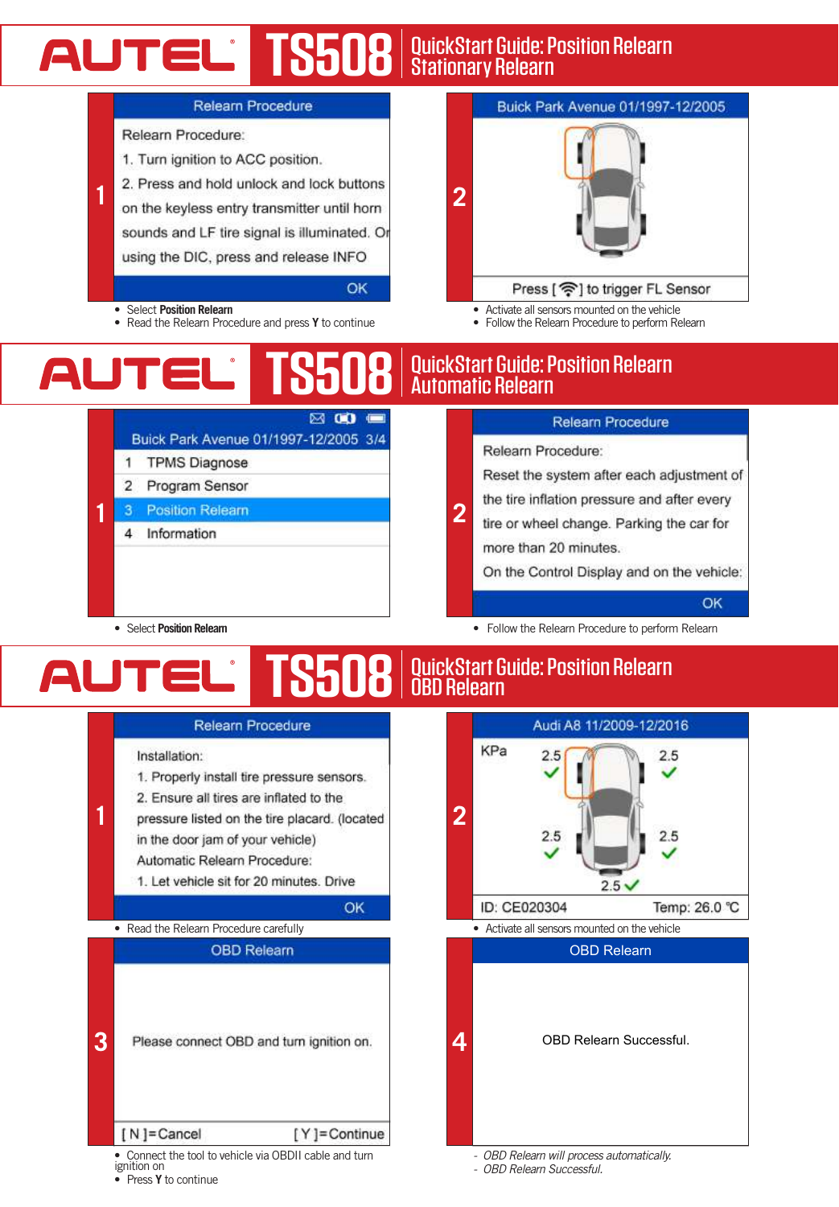# AUTEL TS508 QuickStart Guide: Position Relearn Stationary Relearn

**1**

Relearn Procedure

Relearn Procedure:

1. Turn ignition to ACC position.
2. Press and hold unlock and lock buttons on the keyless entry transmitter until horn sounds and LF tire signal is illuminated. Or using the DIC, press and release INFO

OK

- Select **Position Relearn**
- Read the Relearn Procedure and press **Y** to continue

**2**

Buick Park Avenue 01/1997-12/2005

Press [ ] to trigger FL Sensor

- Activate all sensors mounted on the vehicle
- Follow the Relearn Procedure to perform Relearn

# AUTEL TS508 QuickStart Guide: Position Relearn Automatic Relearn

**1**

Buick Park Avenue 01/1997-12/2005 3/4

1 TPMS Diagnose
2 Program Sensor
3 Position Relearn
4 Information

- Select **Position Relearn**

**2**

Relearn Procedure

Relearn Procedure:

Reset the system after each adjustment of the tire inflation pressure and after every tire or wheel change. Parking the car for more than 20 minutes.

On the Control Display and on the vehicle:

OK

- Follow the Relearn Procedure to perform Relearn

# AUTEL TS508 QuickStart Guide: Position Relearn OBD Relearn

**1**

Relearn Procedure

Installation:

1. Properly install tire pressure sensors.
2. Ensure all tires are inflated to the pressure listed on the tire placard. (located in the door jam of your vehicle)

Automatic Relearn Procedure:

1. Let vehicle sit for 20 minutes. Drive

OK

- Read the Relearn Procedure carefully

**2**

Audi A8 11/2009-12/2016

KPa 2.5 2.5 2.5 2.5 2.5

ID: CE020304 Temp: 26.0 ℃

- Activate all sensors mounted on the vehicle

**3**

OBD Relearn

Please connect OBD and turn ignition on.

[ N ]=Cancel [ Y ]=Continue

- Connect the tool to vehicle via OBDII cable and turn ignition on
- Press **Y** to continue

**4**

OBD Relearn

OBD Relearn Successful.

- *OBD Relearn will process automatically.*
- *OBD Relearn Successful.*